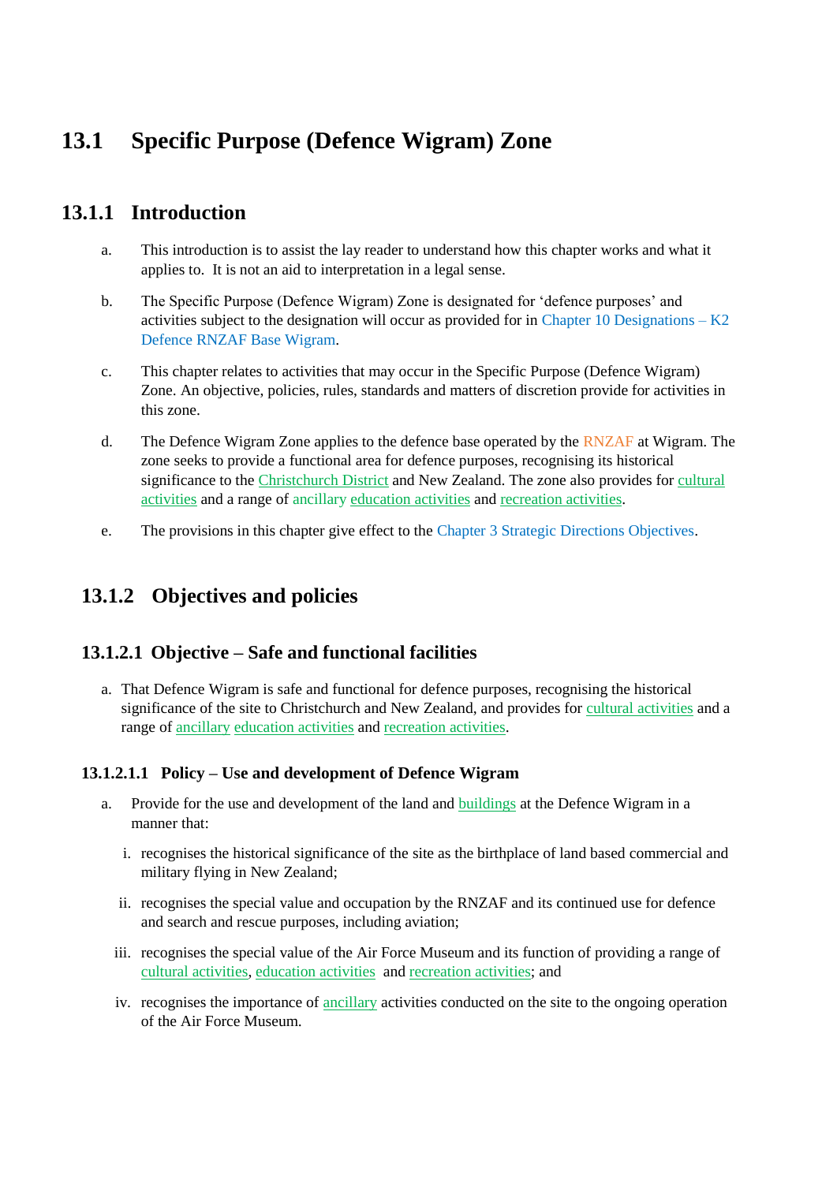# 13.1 Specific Purpose (Defence Wigram) Zone

## 13.1.1 Introduction

a. This introduction is to assist the lay reader to understand how this chapter works and what it applies to. It is not an aid to interpretation in a legal sense.

b. The Specific Purpose (Defence Wigram) Zone is designated for 'defence purposes' and activities subject to the designation will occur as provided for in Chapter 10 Designations – K2 Defence RNZAF Base Wigram.

c. This chapter relates to activities that may occur in the Specific Purpose (Defence Wigram) Zone. An objective, policies, rules, standards and matters of discretion provide for activities in this zone.

d. The Defence Wigram Zone applies to the defence base operated by the RNZAF at Wigram. The zone seeks to provide a functional area for defence purposes, recognising its historical significance to the Christchurch District and New Zealand. The zone also provides for cultural activities and a range of ancillary education activities and recreation activities.

e. The provisions in this chapter give effect to the Chapter 3 Strategic Directions Objectives.

## 13.1.2 Objectives and policies

### 13.1.2.1 Objective – Safe and functional facilities

a. That Defence Wigram is safe and functional for defence purposes, recognising the historical significance of the site to Christchurch and New Zealand, and provides for cultural activities and a range of ancillary education activities and recreation activities.

#### 13.1.2.1.1 Policy – Use and development of Defence Wigram

a. Provide for the use and development of the land and buildings at the Defence Wigram in a manner that:

   i. recognises the historical significance of the site as the birthplace of land based commercial and military flying in New Zealand;

   ii. recognises the special value and occupation by the RNZAF and its continued use for defence and search and rescue purposes, including aviation;

   iii. recognises the special value of the Air Force Museum and its function of providing a range of cultural activities, education activities and recreation activities; and

   iv. recognises the importance of ancillary activities conducted on the site to the ongoing operation of the Air Force Museum.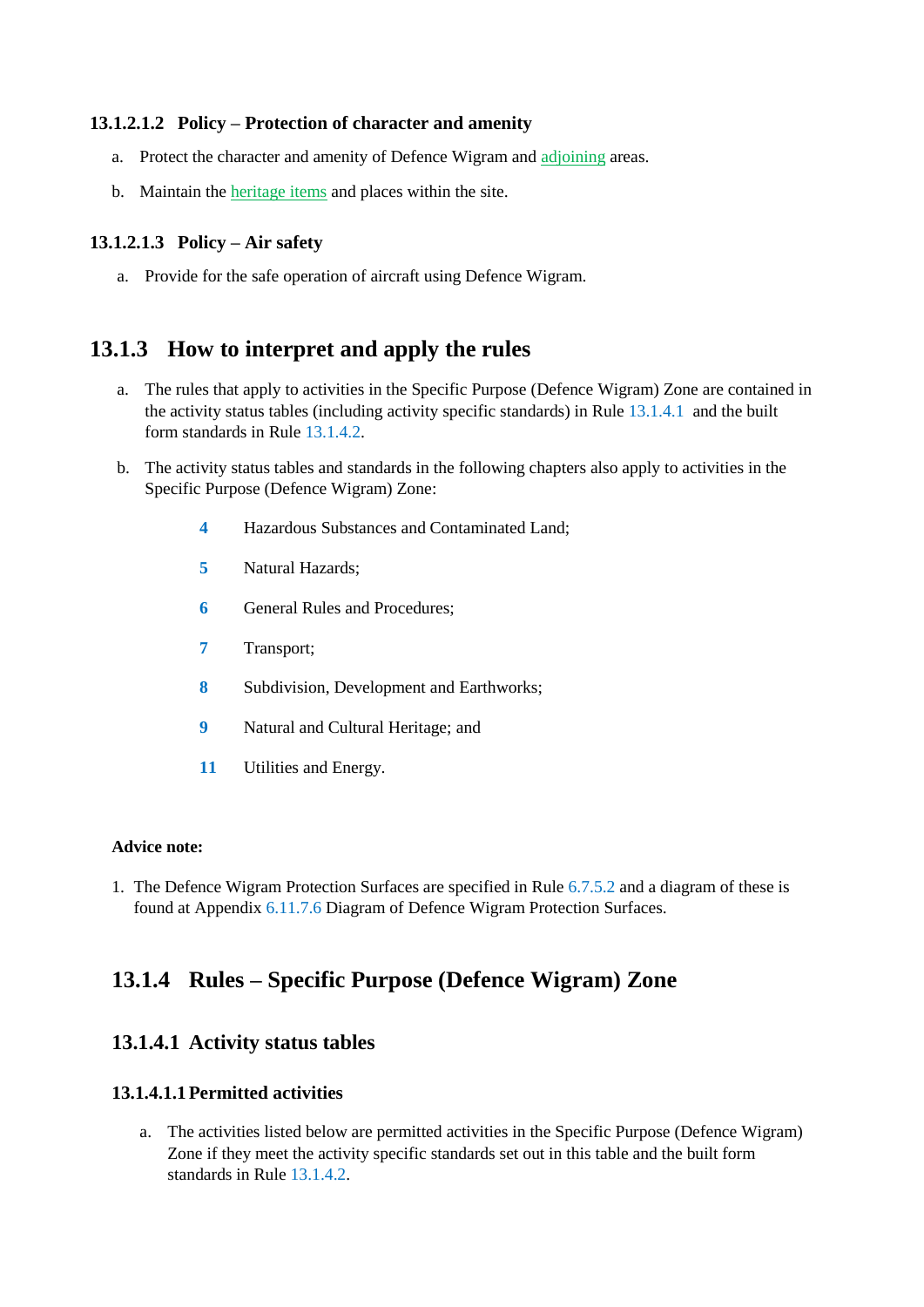#### 13.1.2.1.2 Policy – Protection of character and amenity

a. Protect the character and amenity of Defence Wigram and adjoining areas.

b. Maintain the heritage items and places within the site.

#### 13.1.2.1.3 Policy – Air safety

a. Provide for the safe operation of aircraft using Defence Wigram.

## 13.1.3 How to interpret and apply the rules

a. The rules that apply to activities in the Specific Purpose (Defence Wigram) Zone are contained in the activity status tables (including activity specific standards) in Rule 13.1.4.1 and the built form standards in Rule 13.1.4.2.

b. The activity status tables and standards in the following chapters also apply to activities in the Specific Purpose (Defence Wigram) Zone:

- **4** Hazardous Substances and Contaminated Land;
- **5** Natural Hazards;
- **6** General Rules and Procedures;
- **7** Transport;
- **8** Subdivision, Development and Earthworks;
- **9** Natural and Cultural Heritage; and
- **11** Utilities and Energy.

**Advice note:**

1. The Defence Wigram Protection Surfaces are specified in Rule 6.7.5.2 and a diagram of these is found at Appendix 6.11.7.6 Diagram of Defence Wigram Protection Surfaces.

## 13.1.4 Rules – Specific Purpose (Defence Wigram) Zone

### 13.1.4.1 Activity status tables

#### 13.1.4.1.1 Permitted activities

a. The activities listed below are permitted activities in the Specific Purpose (Defence Wigram) Zone if they meet the activity specific standards set out in this table and the built form standards in Rule 13.1.4.2.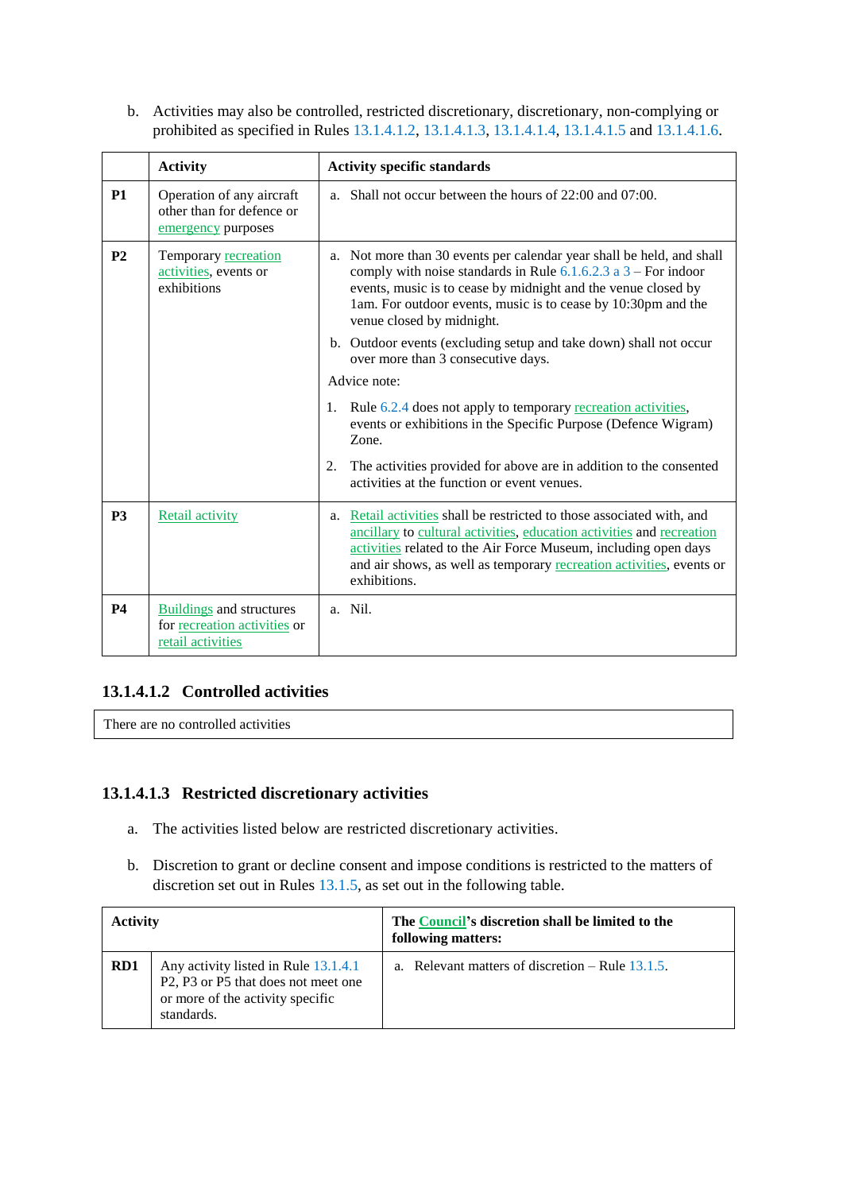b. Activities may also be controlled, restricted discretionary, discretionary, non-complying or prohibited as specified in Rules 13.1.4.1.2, 13.1.4.1.3, 13.1.4.1.4, 13.1.4.1.5 and 13.1.4.1.6.

| | Activity | Activity specific standards |
|---|---|---|
| **P1** | Operation of any aircraft other than for defence or emergency purposes | a. Shall not occur between the hours of 22:00 and 07:00. |
| **P2** | Temporary recreation activities, events or exhibitions | a. Not more than 30 events per calendar year shall be held, and shall comply with noise standards in Rule 6.1.6.2.3 a 3 – For indoor events, music is to cease by midnight and the venue closed by 1am. For outdoor events, music is to cease by 10:30pm and the venue closed by midnight.<br>b. Outdoor events (excluding setup and take down) shall not occur over more than 3 consecutive days.<br>Advice note:<br>1. Rule 6.2.4 does not apply to temporary recreation activities, events or exhibitions in the Specific Purpose (Defence Wigram) Zone.<br>2. The activities provided for above are in addition to the consented activities at the function or event venues. |
| **P3** | Retail activity | a. Retail activities shall be restricted to those associated with, and ancillary to cultural activities, education activities and recreation activities related to the Air Force Museum, including open days and air shows, as well as temporary recreation activities, events or exhibitions. |
| **P4** | Buildings and structures for recreation activities or retail activities | a. Nil. |

### 13.1.4.1.2 Controlled activities

| There are no controlled activities |
|---|

### 13.1.4.1.3 Restricted discretionary activities

a. The activities listed below are restricted discretionary activities.

b. Discretion to grant or decline consent and impose conditions is restricted to the matters of discretion set out in Rules 13.1.5, as set out in the following table.

| Activity | | The Council's discretion shall be limited to the following matters: |
|---|---|---|
| **RD1** | Any activity listed in Rule 13.1.4.1 P2, P3 or P5 that does not meet one or more of the activity specific standards. | a. Relevant matters of discretion – Rule 13.1.5. |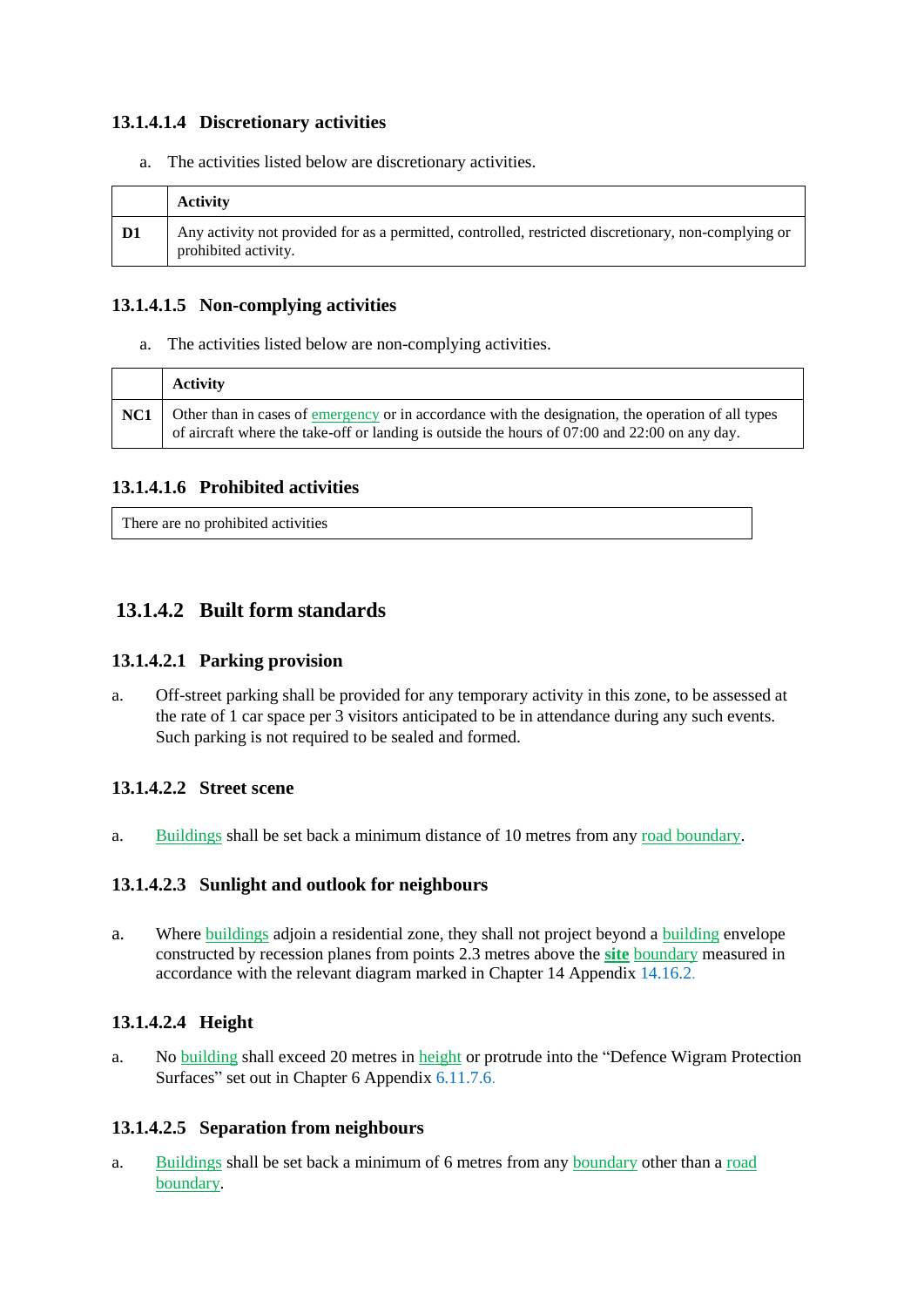### 13.1.4.1.4 Discretionary activities

a. The activities listed below are discretionary activities.

| | Activity |
|---|---|
| **D1** | Any activity not provided for as a permitted, controlled, restricted discretionary, non-complying or prohibited activity. |

### 13.1.4.1.5 Non-complying activities

a. The activities listed below are non-complying activities.

| | Activity |
|---|---|
| **NC1** | Other than in cases of emergency or in accordance with the designation, the operation of all types of aircraft where the take-off or landing is outside the hours of 07:00 and 22:00 on any day. |

### 13.1.4.1.6 Prohibited activities

| There are no prohibited activities |
|---|

## 13.1.4.2 Built form standards

### 13.1.4.2.1 Parking provision

a. Off-street parking shall be provided for any temporary activity in this zone, to be assessed at the rate of 1 car space per 3 visitors anticipated to be in attendance during any such events. Such parking is not required to be sealed and formed.

### 13.1.4.2.2 Street scene

a. Buildings shall be set back a minimum distance of 10 metres from any road boundary.

### 13.1.4.2.3 Sunlight and outlook for neighbours

a. Where buildings adjoin a residential zone, they shall not project beyond a building envelope constructed by recession planes from points 2.3 metres above the **site** boundary measured in accordance with the relevant diagram marked in Chapter 14 Appendix 14.16.2.

### 13.1.4.2.4 Height

a. No building shall exceed 20 metres in height or protrude into the "Defence Wigram Protection Surfaces" set out in Chapter 6 Appendix 6.11.7.6.

### 13.1.4.2.5 Separation from neighbours

a. Buildings shall be set back a minimum of 6 metres from any boundary other than a road boundary.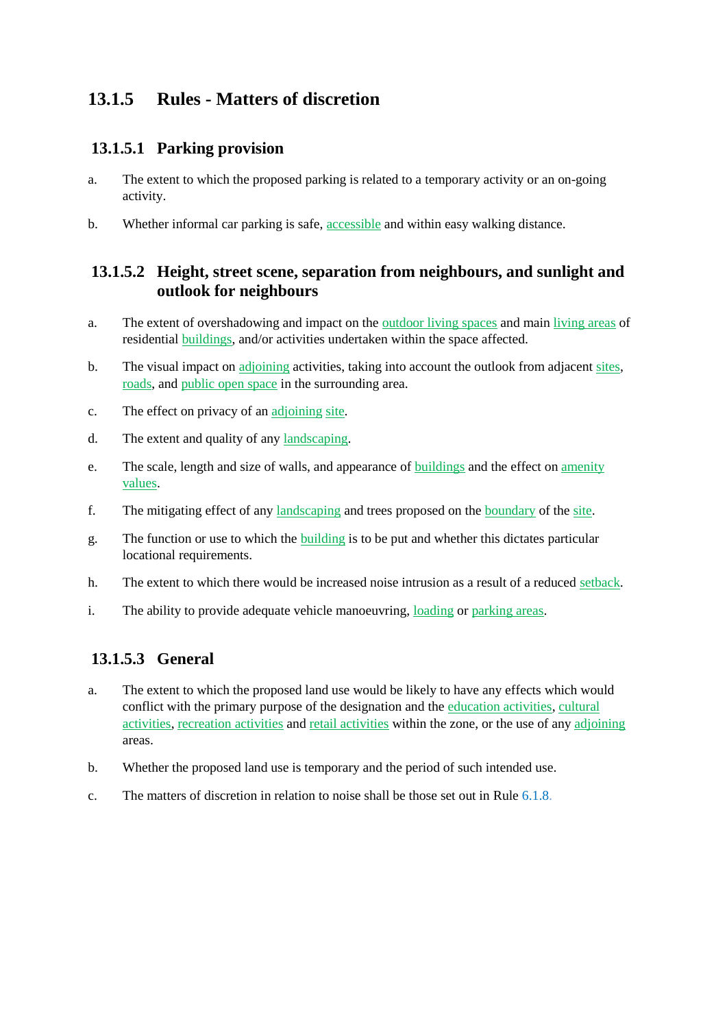## 13.1.5 Rules - Matters of discretion

### 13.1.5.1 Parking provision

a. The extent to which the proposed parking is related to a temporary activity or an on-going activity.

b. Whether informal car parking is safe, accessible and within easy walking distance.

### 13.1.5.2 Height, street scene, separation from neighbours, and sunlight and outlook for neighbours

a. The extent of overshadowing and impact on the outdoor living spaces and main living areas of residential buildings, and/or activities undertaken within the space affected.

b. The visual impact on adjoining activities, taking into account the outlook from adjacent sites, roads, and public open space in the surrounding area.

c. The effect on privacy of an adjoining site.

d. The extent and quality of any landscaping.

e. The scale, length and size of walls, and appearance of buildings and the effect on amenity values.

f. The mitigating effect of any landscaping and trees proposed on the boundary of the site.

g. The function or use to which the building is to be put and whether this dictates particular locational requirements.

h. The extent to which there would be increased noise intrusion as a result of a reduced setback.

i. The ability to provide adequate vehicle manoeuvring, loading or parking areas.

### 13.1.5.3 General

a. The extent to which the proposed land use would be likely to have any effects which would conflict with the primary purpose of the designation and the education activities, cultural activities, recreation activities and retail activities within the zone, or the use of any adjoining areas.

b. Whether the proposed land use is temporary and the period of such intended use.

c. The matters of discretion in relation to noise shall be those set out in Rule 6.1.8.